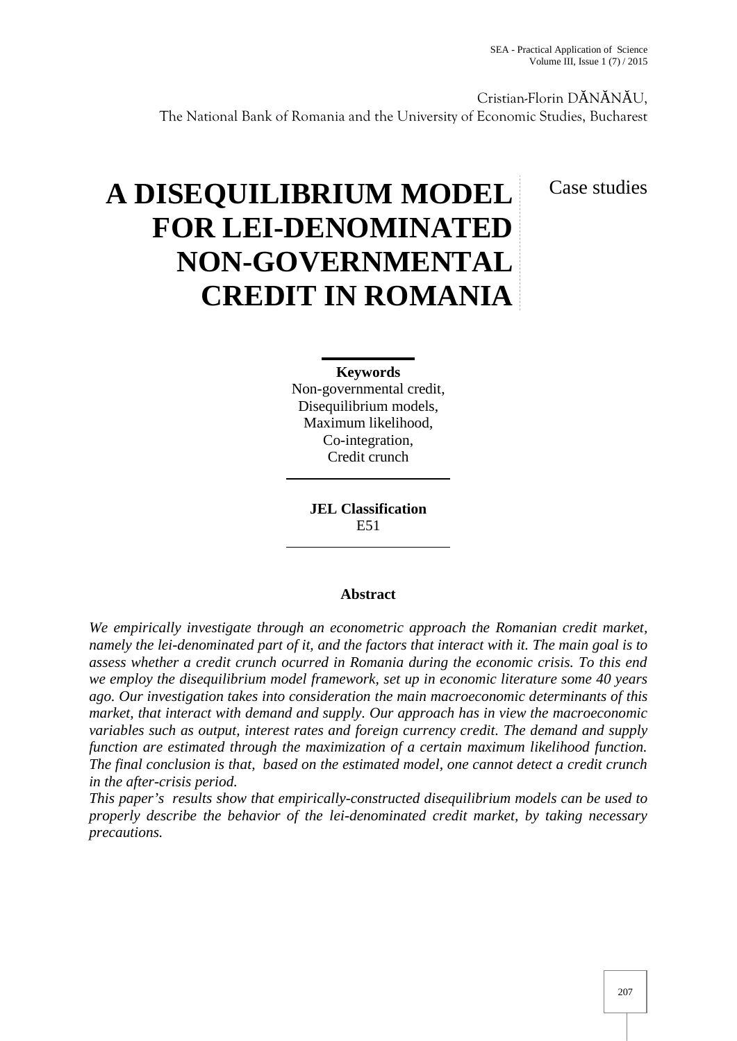Cristian-Florin DĂNĂNĂU,
The National Bank of Romania and the University of Economic Studies, Bucharest

Case studies

# A DISEQUILIBRIUM MODEL FOR LEI-DENOMINATED NON-GOVERNMENTAL CREDIT IN ROMANIA

**Keywords**
Non-governmental credit,
Disequilibrium models,
Maximum likelihood,
Co-integration,
Credit crunch

**JEL Classification**
E51

**Abstract**

*We empirically investigate through an econometric approach the Romanian credit market, namely the lei-denominated part of it, and the factors that interact with it. The main goal is to assess whether a credit crunch ocurred in Romania during the economic crisis. To this end we employ the disequilibrium model framework, set up in economic literature some 40 years ago. Our investigation takes into consideration the main macroeconomic determinants of this market, that interact with demand and supply. Our approach has in view the macroeconomic variables such as output, interest rates and foreign currency credit. The demand and supply function are estimated through the maximization of a certain maximum likelihood function. The final conclusion is that, based on the estimated model, one cannot detect a credit crunch in the after-crisis period.*

*This paper's results show that empirically-constructed disequilibrium models can be used to properly describe the behavior of the lei-denominated credit market, by taking necessary precautions.*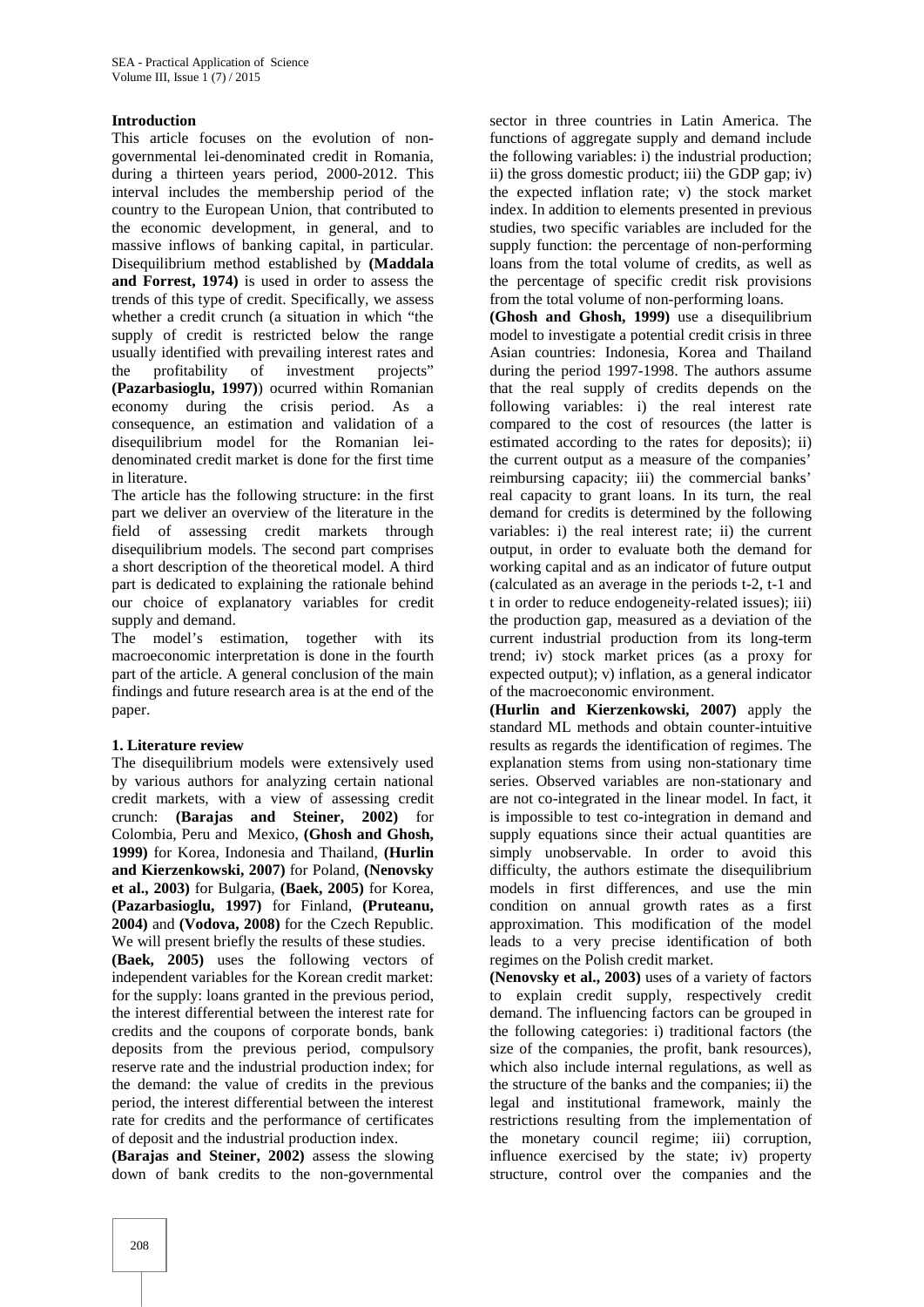## Introduction

This article focuses on the evolution of non-governmental lei-denominated credit in Romania, during a thirteen years period, 2000-2012. This interval includes the membership period of the country to the European Union, that contributed to the economic development, in general, and to massive inflows of banking capital, in particular. Disequilibrium method established by **(Maddala and Forrest, 1974)** is used in order to assess the trends of this type of credit. Specifically, we assess whether a credit crunch (a situation in which "the supply of credit is restricted below the range usually identified with prevailing interest rates and the profitability of investment projects" **(Pazarbasioglu, 1997)**) ocurred within Romanian economy during the crisis period. As a consequence, an estimation and validation of a disequilibrium model for the Romanian lei-denominated credit market is done for the first time in literature.

The article has the following structure: in the first part we deliver an overview of the literature in the field of assessing credit markets through disequilibrium models. The second part comprises a short description of the theoretical model. A third part is dedicated to explaining the rationale behind our choice of explanatory variables for credit supply and demand.

The model's estimation, together with its macroeconomic interpretation is done in the fourth part of the article. A general conclusion of the main findings and future research area is at the end of the paper.

## 1. Literature review

The disequilibrium models were extensively used by various authors for analyzing certain national credit markets, with a view of assessing credit crunch: **(Barajas and Steiner, 2002)** for Colombia, Peru and Mexico, **(Ghosh and Ghosh, 1999)** for Korea, Indonesia and Thailand, **(Hurlin and Kierzenkowski, 2007)** for Poland, **(Nenovsky et al., 2003)** for Bulgaria, **(Baek, 2005)** for Korea, **(Pazarbasioglu, 1997)** for Finland, **(Pruteanu, 2004)** and **(Vodova, 2008)** for the Czech Republic. We will present briefly the results of these studies.

**(Baek, 2005)** uses the following vectors of independent variables for the Korean credit market: for the supply: loans granted in the previous period, the interest differential between the interest rate for credits and the coupons of corporate bonds, bank deposits from the previous period, compulsory reserve rate and the industrial production index; for the demand: the value of credits in the previous period, the interest differential between the interest rate for credits and the performance of certificates of deposit and the industrial production index.

**(Barajas and Steiner, 2002)** assess the slowing down of bank credits to the non-governmental sector in three countries in Latin America. The functions of aggregate supply and demand include the following variables: i) the industrial production; ii) the gross domestic product; iii) the GDP gap; iv) the expected inflation rate; v) the stock market index. In addition to elements presented in previous studies, two specific variables are included for the supply function: the percentage of non-performing loans from the total volume of credits, as well as the percentage of specific credit risk provisions from the total volume of non-performing loans.

**(Ghosh and Ghosh, 1999)** use a disequilibrium model to investigate a potential credit crisis in three Asian countries: Indonesia, Korea and Thailand during the period 1997-1998. The authors assume that the real supply of credits depends on the following variables: i) the real interest rate compared to the cost of resources (the latter is estimated according to the rates for deposits); ii) the current output as a measure of the companies' reimbursing capacity; iii) the commercial banks' real capacity to grant loans. In its turn, the real demand for credits is determined by the following variables: i) the real interest rate; ii) the current output, in order to evaluate both the demand for working capital and as an indicator of future output (calculated as an average in the periods t-2, t-1 and t in order to reduce endogeneity-related issues); iii) the production gap, measured as a deviation of the current industrial production from its long-term trend; iv) stock market prices (as a proxy for expected output); v) inflation, as a general indicator of the macroeconomic environment.

**(Hurlin and Kierzenkowski, 2007)** apply the standard ML methods and obtain counter-intuitive results as regards the identification of regimes. The explanation stems from using non-stationary time series. Observed variables are non-stationary and are not co-integrated in the linear model. In fact, it is impossible to test co-integration in demand and supply equations since their actual quantities are simply unobservable. In order to avoid this difficulty, the authors estimate the disequilibrium models in first differences, and use the min condition on annual growth rates as a first approximation. This modification of the model leads to a very precise identification of both regimes on the Polish credit market.

**(Nenovsky et al., 2003)** uses of a variety of factors to explain credit supply, respectively credit demand. The influencing factors can be grouped in the following categories: i) traditional factors (the size of the companies, the profit, bank resources), which also include internal regulations, as well as the structure of the banks and the companies; ii) the legal and institutional framework, mainly the restrictions resulting from the implementation of the monetary council regime; iii) corruption, influence exercised by the state; iv) property structure, control over the companies and the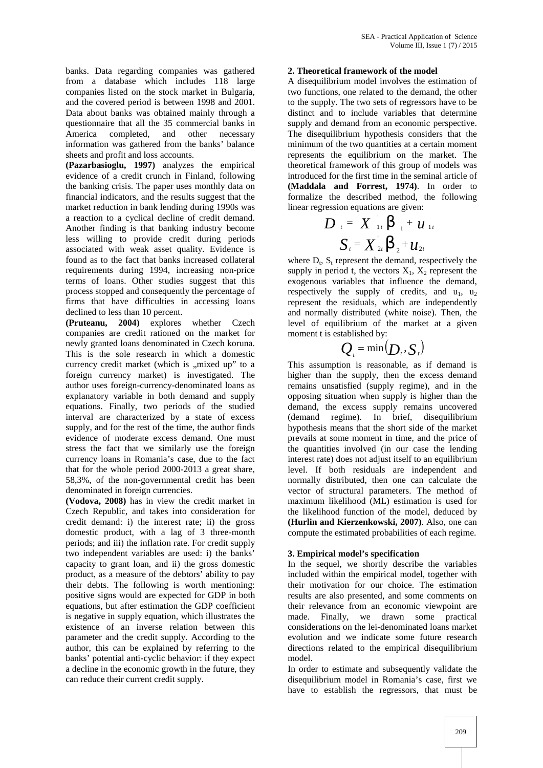banks. Data regarding companies was gathered from a database which includes 118 large companies listed on the stock market in Bulgaria, and the covered period is between 1998 and 2001. Data about banks was obtained mainly through a questionnaire that all the 35 commercial banks in America completed, and other necessary information was gathered from the banks' balance sheets and profit and loss accounts.

**(Pazarbasioglu, 1997)** analyzes the empirical evidence of a credit crunch in Finland, following the banking crisis. The paper uses monthly data on financial indicators, and the results suggest that the market reduction in bank lending during 1990s was a reaction to a cyclical decline of credit demand. Another finding is that banking industry become less willing to provide credit during periods associated with weak asset quality. Evidence is found as to the fact that banks increased collateral requirements during 1994, increasing non-price terms of loans. Other studies suggest that this process stopped and consequently the percentage of firms that have difficulties in accessing loans declined to less than 10 percent.

**(Pruteanu, 2004)** explores whether Czech companies are credit rationed on the market for newly granted loans denominated in Czech koruna. This is the sole research in which a domestic currency credit market (which is „mixed up" to a foreign currency market) is investigated. The author uses foreign-currency-denominated loans as explanatory variable in both demand and supply equations. Finally, two periods of the studied interval are characterized by a state of excess supply, and for the rest of the time, the author finds evidence of moderate excess demand. One must stress the fact that we similarly use the foreign currency loans in Romania's case, due to the fact that for the whole period 2000-2013 a great share, 58,3%, of the non-governmental credit has been denominated in foreign currencies.

**(Vodova, 2008)** has in view the credit market in Czech Republic, and takes into consideration for credit demand: i) the interest rate; ii) the gross domestic product, with a lag of 3 three-month periods; and iii) the inflation rate. For credit supply two independent variables are used: i) the banks' capacity to grant loan, and ii) the gross domestic product, as a measure of the debtors' ability to pay their debts. The following is worth mentioning: positive signs would are expected for GDP in both equations, but after estimation the GDP coefficient is negative in supply equation, which illustrates the existence of an inverse relation between this parameter and the credit supply. According to the author, this can be explained by referring to the banks' potential anti-cyclic behavior: if they expect a decline in the economic growth in the future, they can reduce their current credit supply.

**2. Theoretical framework of the model**

A disequilibrium model involves the estimation of two functions, one related to the demand, the other to the supply. The two sets of regressors have to be distinct and to include variables that determine supply and demand from an economic perspective. The disequilibrium hypothesis considers that the minimum of the two quantities at a certain moment represents the equilibrium on the market. The theoretical framework of this group of models was introduced for the first time in the seminal article of **(Maddala and Forrest, 1974)**. In order to formalize the described method, the following linear regression equations are given:

$$D_t = X_{1t}^{'}\beta_1 + u_{1t}$$

$$S_t = X_{2t}^{'}\beta_2 + u_{2t}$$

where $D_t$, $S_t$ represent the demand, respectively the supply in period t, the vectors $X_1$, $X_2$ represent the exogenous variables that influence the demand, respectively the supply of credits, and $u_1$, $u_2$ represent the residuals, which are independently and normally distributed (white noise). Then, the level of equilibrium of the market at a given moment t is established by:

$$Q_t = \min(D_t, S_t)$$

This assumption is reasonable, as if demand is higher than the supply, then the excess demand remains unsatisfied (supply regime), and in the opposing situation when supply is higher than the demand, the excess supply remains uncovered (demand regime). In brief, disequilibrium hypothesis means that the short side of the market prevails at some moment in time, and the price of the quantities involved (in our case the lending interest rate) does not adjust itself to an equilibrium level. If both residuals are independent and normally distributed, then one can calculate the vector of structural parameters. The method of maximum likelihood (ML) estimation is used for the likelihood function of the model, deduced by **(Hurlin and Kierzenkowski, 2007)**. Also, one can compute the estimated probabilities of each regime.

**3. Empirical model's specification**

In the sequel, we shortly describe the variables included within the empirical model, together with their motivation for our choice. The estimation results are also presented, and some comments on their relevance from an economic viewpoint are made. Finally, we drawn some practical considerations on the lei-denominated loans market evolution and we indicate some future research directions related to the empirical disequilibrium model.

In order to estimate and subsequently validate the disequilibrium model in Romania's case, first we have to establish the regressors, that must be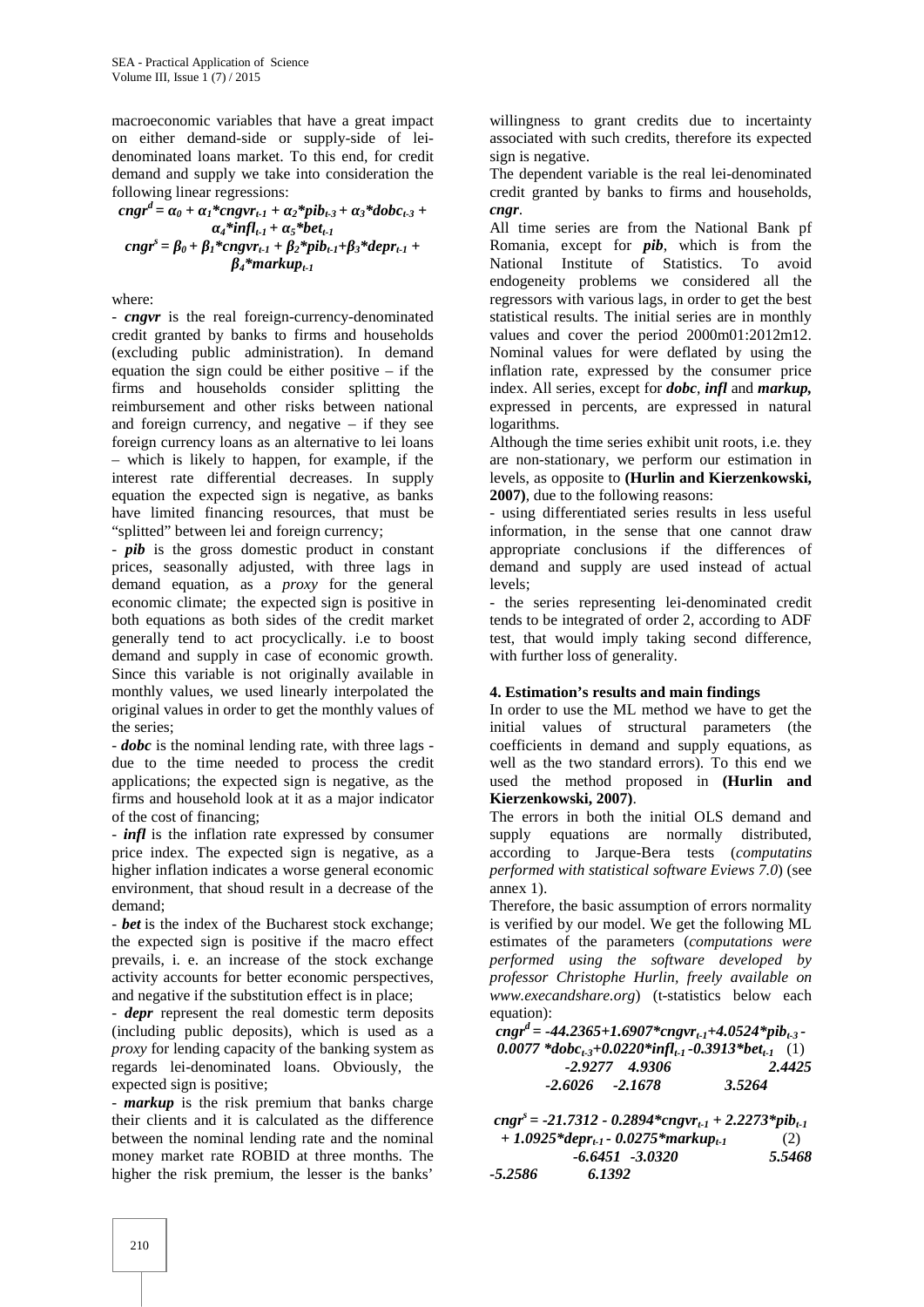macroeconomic variables that have a great impact on either demand-side or supply-side of lei-denominated loans market. To this end, for credit demand and supply we take into consideration the following linear regressions:

$$cngr^d = \alpha_0 + \alpha_1 * cngvr_{t-1} + \alpha_2 * pib_{t-3} + \alpha_3 * dobc_{t-3} + \alpha_4 * infl_{t-1} + \alpha_5 * bet_{t-1}$$

$$cngr^s = \beta_0 + \beta_1 * cngvr_{t-1} + \beta_2 * pib_{t-1} + \beta_3 * depr_{t-1} + \beta_4 * markup_{t-1}$$

where:

- ***cngvr*** is the real foreign-currency-denominated credit granted by banks to firms and households (excluding public administration). In demand equation the sign could be either positive – if the firms and households consider splitting the reimbursement and other risks between national and foreign currency, and negative – if they see foreign currency loans as an alternative to lei loans – which is likely to happen, for example, if the interest rate differential decreases. In supply equation the expected sign is negative, as banks have limited financing resources, that must be "splitted" between lei and foreign currency;

- ***pib*** is the gross domestic product in constant prices, seasonally adjusted, with three lags in demand equation, as a *proxy* for the general economic climate; the expected sign is positive in both equations as both sides of the credit market generally tend to act procyclically. i.e to boost demand and supply in case of economic growth. Since this variable is not originally available in monthly values, we used linearly interpolated the original values in order to get the monthly values of the series;

- ***dobc*** is the nominal lending rate, with three lags - due to the time needed to process the credit applications; the expected sign is negative, as the firms and household look at it as a major indicator of the cost of financing;

- ***infl*** is the inflation rate expressed by consumer price index. The expected sign is negative, as a higher inflation indicates a worse general economic environment, that shoud result in a decrease of the demand;

- ***bet*** is the index of the Bucharest stock exchange; the expected sign is positive if the macro effect prevails, i. e. an increase of the stock exchange activity accounts for better economic perspectives, and negative if the substitution effect is in place;

- ***depr*** represent the real domestic term deposits (including public deposits), which is used as a *proxy* for lending capacity of the banking system as regards lei-denominated loans. Obviously, the expected sign is positive;

- ***markup*** is the risk premium that banks charge their clients and it is calculated as the difference between the nominal lending rate and the nominal money market rate ROBID at three months. The higher the risk premium, the lesser is the banks' willingness to grant credits due to incertainty associated with such credits, therefore its expected sign is negative.

The dependent variable is the real lei-denominated credit granted by banks to firms and households, ***cngr***.

All time series are from the National Bank pf Romania, except for ***pib***, which is from the National Institute of Statistics. To avoid endogeneity problems we considered all the regressors with various lags, in order to get the best statistical results. The initial series are in monthly values and cover the period 2000m01:2012m12. Nominal values for were deflated by using the inflation rate, expressed by the consumer price index. All series, except for ***dobc***, ***infl*** and ***markup***, expressed in percents, are expressed in natural logarithms.

Although the time series exhibit unit roots, i.e. they are non-stationary, we perform our estimation in levels, as opposite to **(Hurlin and Kierzenkowski, 2007)**, due to the following reasons:

- using differentiated series results in less useful information, in the sense that one cannot draw appropriate conclusions if the differences of demand and supply are used instead of actual levels;

- the series representing lei-denominated credit tends to be integrated of order 2, according to ADF test, that would imply taking second difference, with further loss of generality.

## 4. Estimation's results and main findings

In order to use the ML method we have to get the initial values of structural parameters (the coefficients in demand and supply equations, as well as the two standard errors). To this end we used the method proposed in **(Hurlin and Kierzenkowski, 2007)**.

The errors in both the initial OLS demand and supply equations are normally distributed, according to Jarque-Bera tests (*computatins performed with statistical software Eviews 7.0*) (see annex 1).

Therefore, the basic assumption of errors normality is verified by our model. We get the following ML estimates of the parameters (*computations were performed using the software developed by professor Christophe Hurlin, freely available on www.execandshare.org*) (t-statistics below each equation):

$$cngr^d = -44.2365 + 1.6907 * cngvr_{t-1} + 4.0524 * pib_{t-3} - 0.0077 * dobc_{t-3} + 0.0220 * infl_{t-1} - 0.3913 * bet_{t-1} \quad (1)$$

-2.9277 4.9306 2.4425

-2.6026 -2.1678 3.5264

$$cngr^s = -21.7312 - 0.2894 * cngvr_{t-1} + 2.2273 * pib_{t-1} + 1.0925 * depr_{t-1} - 0.0275 * markup_{t-1} \quad (2)$$

-6.6451 -3.0320 5.5468

-5.2586 6.1392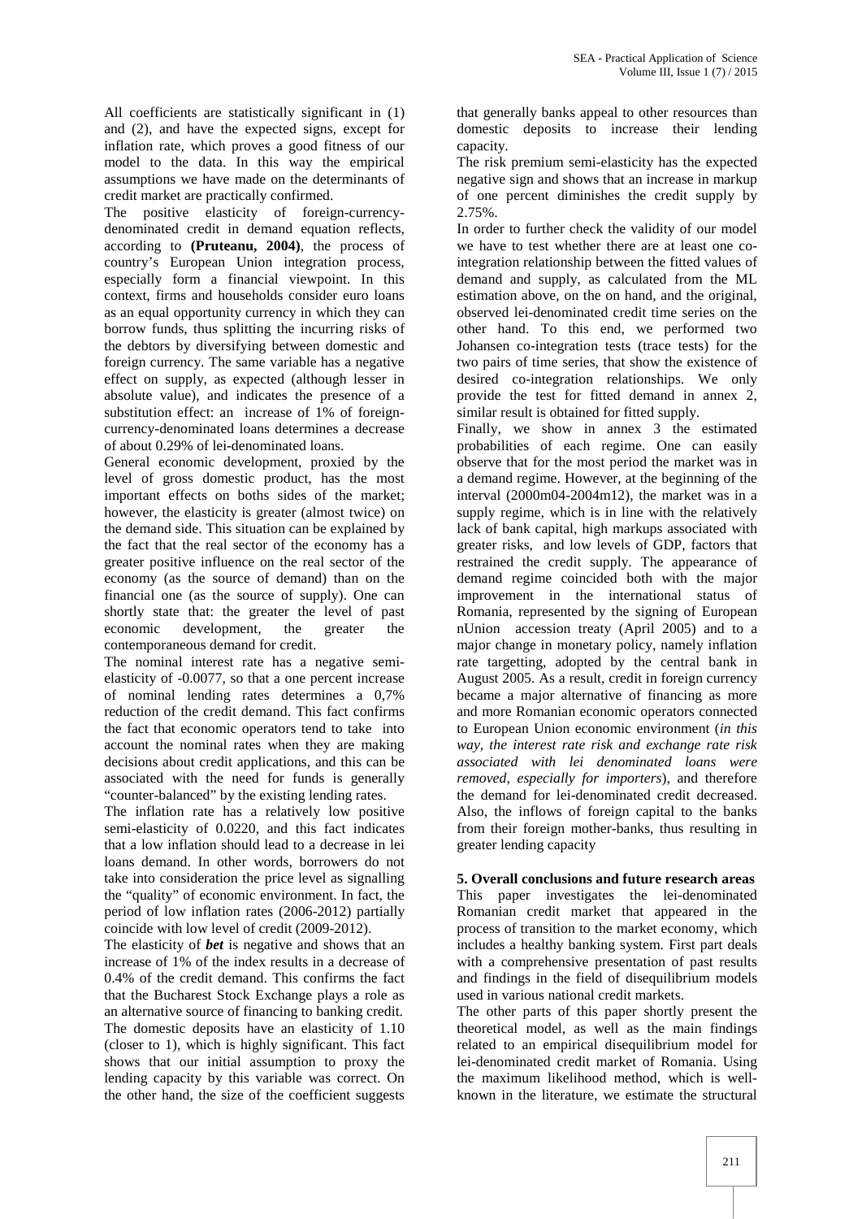All coefficients are statistically significant in (1) and (2), and have the expected signs, except for inflation rate, which proves a good fitness of our model to the data. In this way the empirical assumptions we have made on the determinants of credit market are practically confirmed.

The positive elasticity of foreign-currency-denominated credit in demand equation reflects, according to **(Pruteanu, 2004)**, the process of country's European Union integration process, especially form a financial viewpoint. In this context, firms and households consider euro loans as an equal opportunity currency in which they can borrow funds, thus splitting the incurring risks of the debtors by diversifying between domestic and foreign currency. The same variable has a negative effect on supply, as expected (although lesser in absolute value), and indicates the presence of a substitution effect: an increase of 1% of foreign-currency-denominated loans determines a decrease of about 0.29% of lei-denominated loans.

General economic development, proxied by the level of gross domestic product, has the most important effects on boths sides of the market; however, the elasticity is greater (almost twice) on the demand side. This situation can be explained by the fact that the real sector of the economy has a greater positive influence on the real sector of the economy (as the source of demand) than on the financial one (as the source of supply). One can shortly state that: the greater the level of past economic development, the greater the contemporaneous demand for credit.

The nominal interest rate has a negative semi-elasticity of -0.0077, so that a one percent increase of nominal lending rates determines a 0,7% reduction of the credit demand. This fact confirms the fact that economic operators tend to take into account the nominal rates when they are making decisions about credit applications, and this can be associated with the need for funds is generally "counter-balanced" by the existing lending rates.

The inflation rate has a relatively low positive semi-elasticity of 0.0220, and this fact indicates that a low inflation should lead to a decrease in lei loans demand. In other words, borrowers do not take into consideration the price level as signalling the "quality" of economic environment. In fact, the period of low inflation rates (2006-2012) partially coincide with low level of credit (2009-2012).

The elasticity of ***bet*** is negative and shows that an increase of 1% of the index results in a decrease of 0.4% of the credit demand. This confirms the fact that the Bucharest Stock Exchange plays a role as an alternative source of financing to banking credit.

The domestic deposits have an elasticity of 1.10 (closer to 1), which is highly significant. This fact shows that our initial assumption to proxy the lending capacity by this variable was correct. On the other hand, the size of the coefficient suggests that generally banks appeal to other resources than domestic deposits to increase their lending capacity.

The risk premium semi-elasticity has the expected negative sign and shows that an increase in markup of one percent diminishes the credit supply by 2.75%.

In order to further check the validity of our model we have to test whether there are at least one co-integration relationship between the fitted values of demand and supply, as calculated from the ML estimation above, on the on hand, and the original, observed lei-denominated credit time series on the other hand. To this end, we performed two Johansen co-integration tests (trace tests) for the two pairs of time series, that show the existence of desired co-integration relationships. We only provide the test for fitted demand in annex 2, similar result is obtained for fitted supply.

Finally, we show in annex 3 the estimated probabilities of each regime. One can easily observe that for the most period the market was in a demand regime. However, at the beginning of the interval (2000m04-2004m12), the market was in a supply regime, which is in line with the relatively lack of bank capital, high markups associated with greater risks, and low levels of GDP, factors that restrained the credit supply. The appearance of demand regime coincided both with the major improvement in the international status of Romania, represented by the signing of European nUnion accession treaty (April 2005) and to a major change in monetary policy, namely inflation rate targetting, adopted by the central bank in August 2005. As a result, credit in foreign currency became a major alternative of financing as more and more Romanian economic operators connected to European Union economic environment (*in this way, the interest rate risk and exchange rate risk associated with lei denominated loans were removed, especially for importers*), and therefore the demand for lei-denominated credit decreased. Also, the inflows of foreign capital to the banks from their foreign mother-banks, thus resulting in greater lending capacity

## 5. Overall conclusions and future research areas

This paper investigates the lei-denominated Romanian credit market that appeared in the process of transition to the market economy, which includes a healthy banking system. First part deals with a comprehensive presentation of past results and findings in the field of disequilibrium models used in various national credit markets.

The other parts of this paper shortly present the theoretical model, as well as the main findings related to an empirical disequilibrium model for lei-denominated credit market of Romania. Using the maximum likelihood method, which is well-known in the literature, we estimate the structural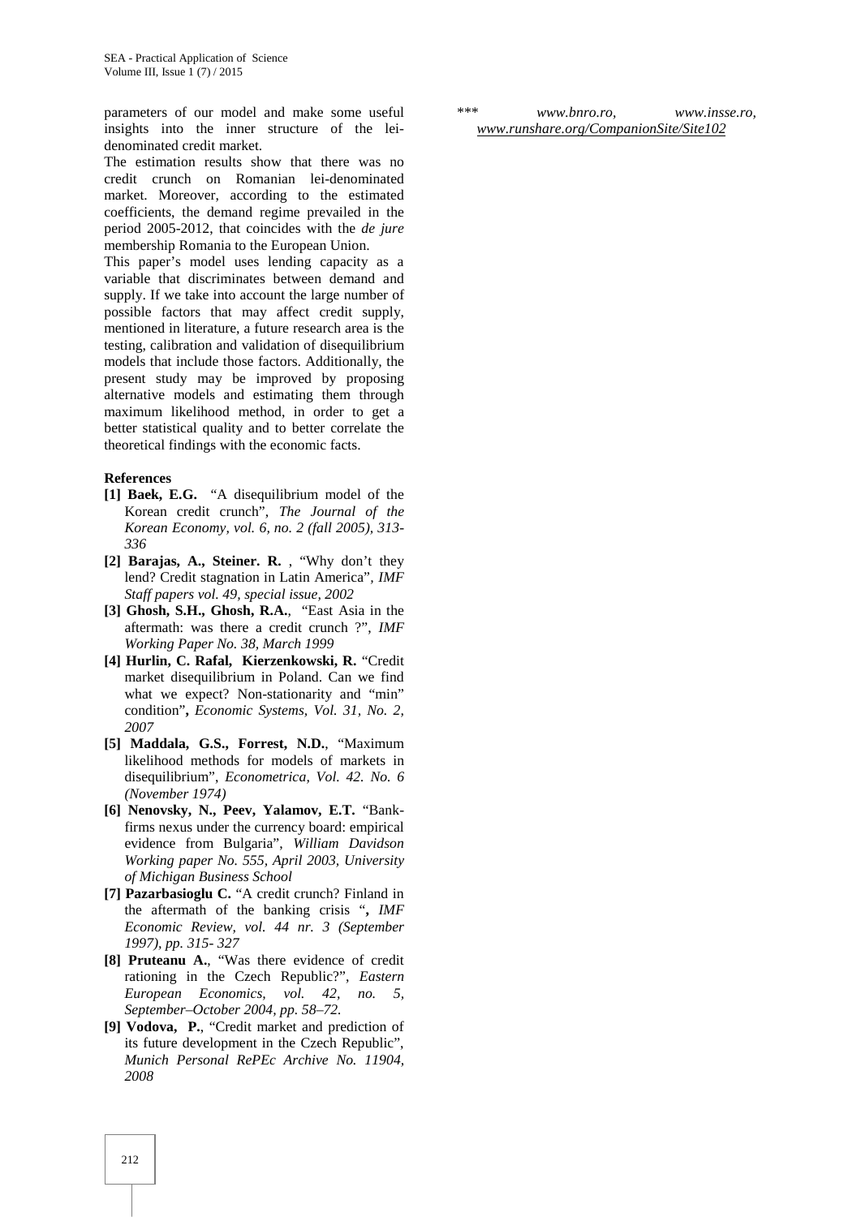parameters of our model and make some useful insights into the inner structure of the lei-denominated credit market.

The estimation results show that there was no credit crunch on Romanian lei-denominated market. Moreover, according to the estimated coefficients, the demand regime prevailed in the period 2005-2012, that coincides with the *de jure* membership Romania to the European Union.

This paper's model uses lending capacity as a variable that discriminates between demand and supply. If we take into account the large number of possible factors that may affect credit supply, mentioned in literature, a future research area is the testing, calibration and validation of disequilibrium models that include those factors. Additionally, the present study may be improved by proposing alternative models and estimating them through maximum likelihood method, in order to get a better statistical quality and to better correlate the theoretical findings with the economic facts.

**References**

**[1] Baek, E.G.** "A disequilibrium model of the Korean credit crunch", *The Journal of the Korean Economy, vol. 6, no. 2 (fall 2005), 313-336*

**[2] Barajas, A., Steiner. R.** , "Why don't they lend? Credit stagnation in Latin America", *IMF Staff papers vol. 49, special issue, 2002*

**[3] Ghosh, S.H., Ghosh, R.A.**, "East Asia in the aftermath: was there a credit crunch ?", *IMF Working Paper No. 38, March 1999*

**[4] Hurlin, C. Rafal, Kierzenkowski, R.** "Credit market disequilibrium in Poland. Can we find what we expect? Non-stationarity and "min" condition"**,** *Economic Systems, Vol. 31, No. 2, 2007*

**[5] Maddala, G.S., Forrest, N.D.**, "Maximum likelihood methods for models of markets in disequilibrium", *Econometrica, Vol. 42. No. 6 (November 1974)*

**[6] Nenovsky, N., Peev, Yalamov, E.T.** "Bank-firms nexus under the currency board: empirical evidence from Bulgaria", *William Davidson Working paper No. 555, April 2003, University of Michigan Business School*

**[7] Pazarbasioglu C.** "A credit crunch? Finland in the aftermath of the banking crisis "**,** *IMF Economic Review, vol. 44 nr. 3 (September 1997), pp. 315- 327*

**[8] Pruteanu A.**, "Was there evidence of credit rationing in the Czech Republic?", *Eastern European Economics, vol. 42, no. 5, September–October 2004, pp. 58–72.*

**[9] Vodova, P.**, "Credit market and prediction of its future development in the Czech Republic", *Munich Personal RePEc Archive No. 11904, 2008*

\*\*\* *www.bnro.ro, www.insse.ro, www.runshare.org/CompanionSite/Site102*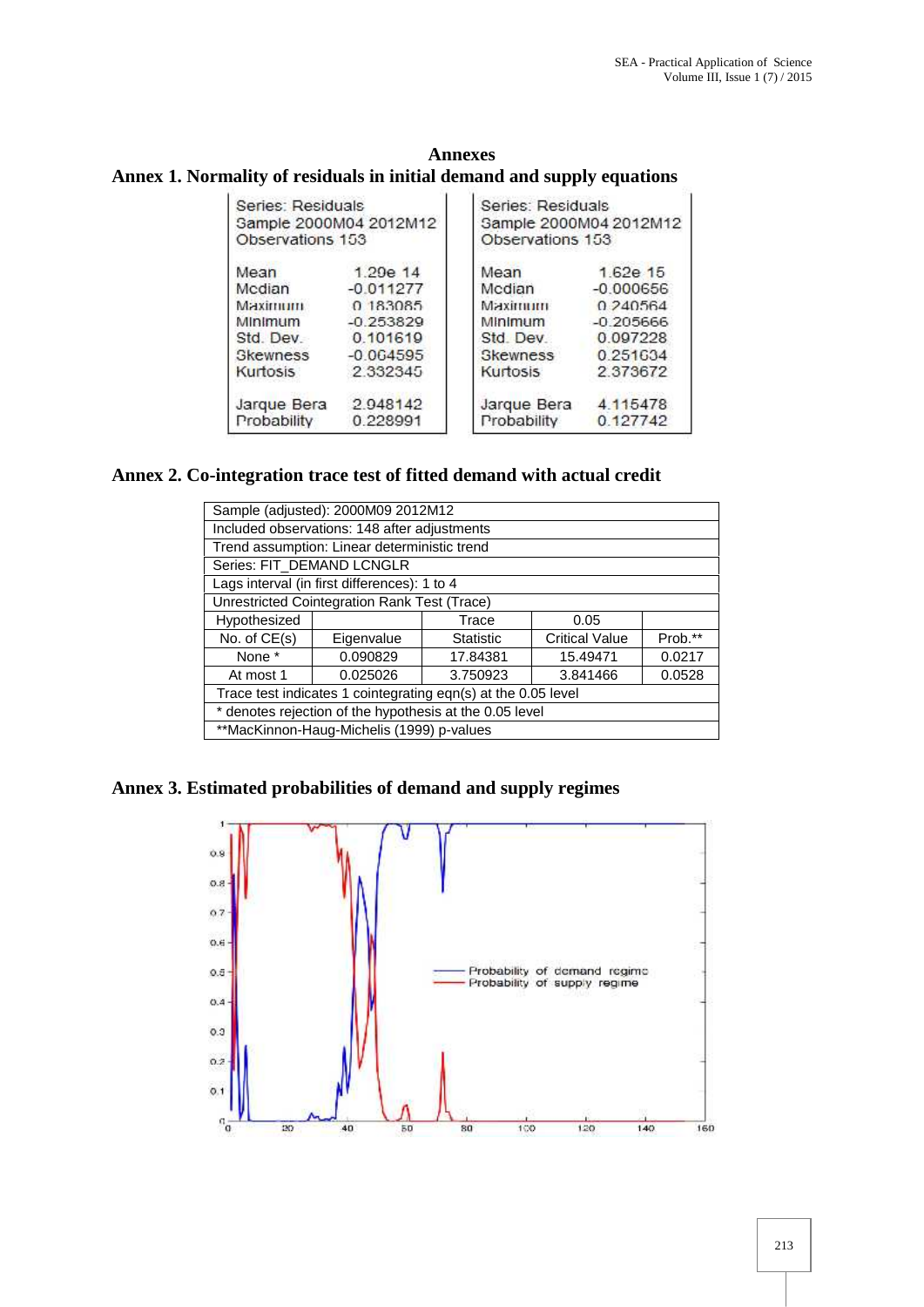# Annexes

## Annex 1. Normality of residuals in initial demand and supply equations

| Series: Residuals<br>Sample 2000M04 2012M12<br>Observations 153 | |
|---|---|
| Mean | 1.20e 14 |
| Median | -0.011277 |
| Maximum | 0.183085 |
| Minimum | -0.253829 |
| Std. Dev. | 0.101619 |
| Skewness | -0.064595 |
| Kurtosis | 2.332345 |
| Jarque Bera | 2.948142 |
| Probability | 0.228991 |

| Series: Residuals<br>Sample 2000M04 2012M12<br>Observations 153 | |
|---|---|
| Mean | 1.62e 15 |
| Median | -0.000656 |
| Maximum | 0.240564 |
| Minimum | -0.205666 |
| Std. Dev. | 0.097228 |
| Skewness | 0.251634 |
| Kurtosis | 2.373672 |
| Jarque Bera | 4.115478 |
| Probability | 0.127742 |

## Annex 2. Co-integration trace test of fitted demand with actual credit

| Sample (adjusted): 2000M09 2012M12 | | | | |
|---|---|---|---|---|
| Included observations: 148 after adjustments | | | | |
| Trend assumption: Linear deterministic trend | | | | |
| Series: FIT_DEMAND LCNGLR | | | | |
| Lags interval (in first differences): 1 to 4 | | | | |
| Unrestricted Cointegration Rank Test (Trace) | | | | |
| Hypothesized | | Trace | 0.05 | |
| No. of CE(s) | Eigenvalue | Statistic | Critical Value | Prob.** |
| None * | 0.090829 | 17.84381 | 15.49471 | 0.0217 |
| At most 1 | 0.025026 | 3.750923 | 3.841466 | 0.0528 |
| Trace test indicates 1 cointegrating eqn(s) at the 0.05 level | | | | |
| * denotes rejection of the hypothesis at the 0.05 level | | | | |
| **MacKinnon-Haug-Michelis (1999) p-values | | | | |

## Annex 3. Estimated probabilities of demand and supply regimes